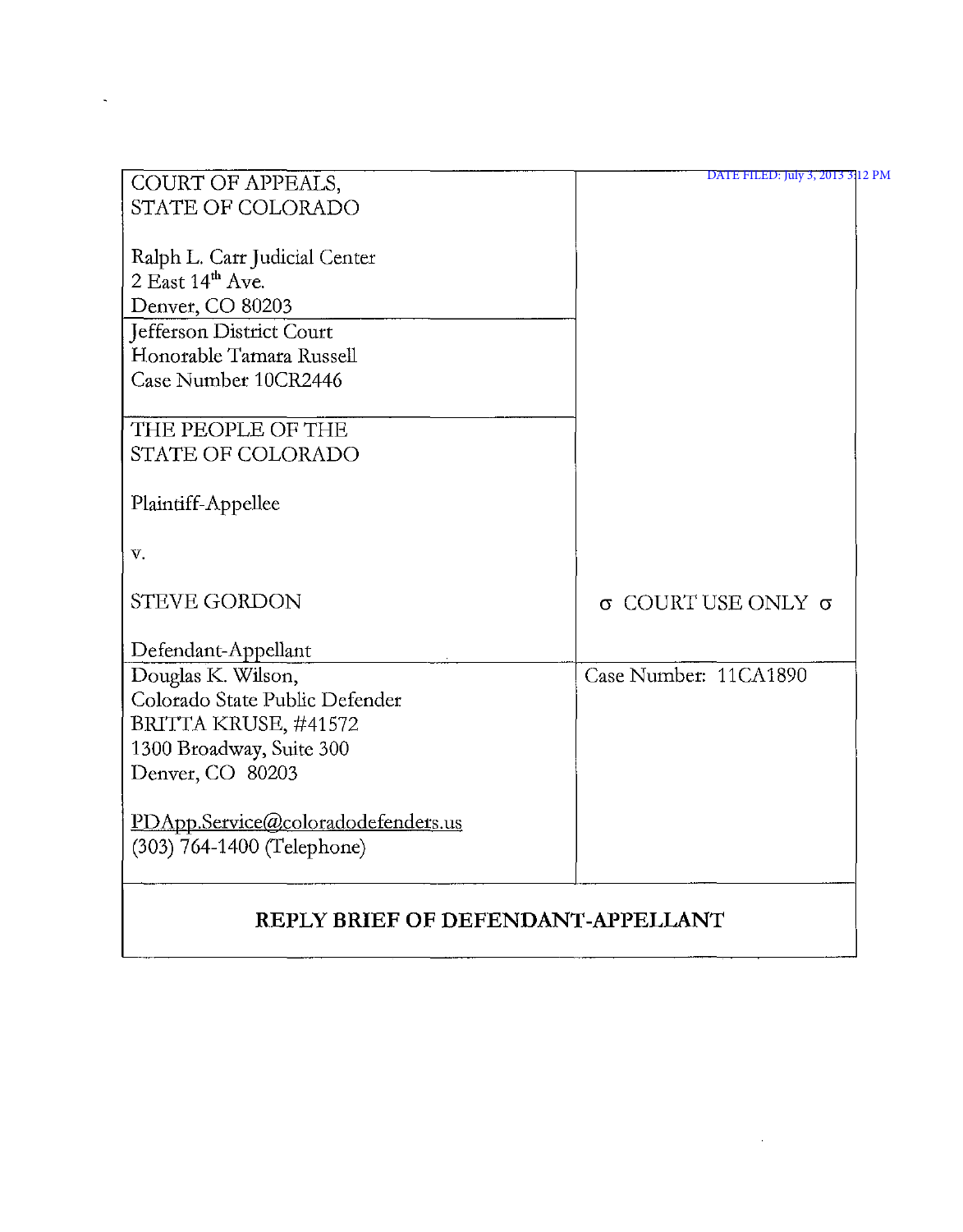DATE FILED: July 3, 2013 3:12 PM

| | |
|---|---|
| COURT OF APPEALS, STATE OF COLORADO<br><br>Ralph L. Carr Judicial Center<br>2 East 14th Ave.<br>Denver, CO 80203 | |
| Jefferson District Court<br>Honorable Tamara Russell<br>Case Number 10CR2446 | |
| THE PEOPLE OF THE STATE OF COLORADO<br><br>Plaintiff-Appellee<br><br>v.<br><br>STEVE GORDON<br><br>Defendant-Appellant | σ COURT USE ONLY σ |
| Douglas K. Wilson,<br>Colorado State Public Defender<br>BRITTA KRUSE, #41572<br>1300 Broadway, Suite 300<br>Denver, CO 80203<br><br>PDApp.Service@coloradodefenders.us<br>(303) 764-1400 (Telephone) | Case Number: 11CA1890 |

**REPLY BRIEF OF DEFENDANT-APPELLANT**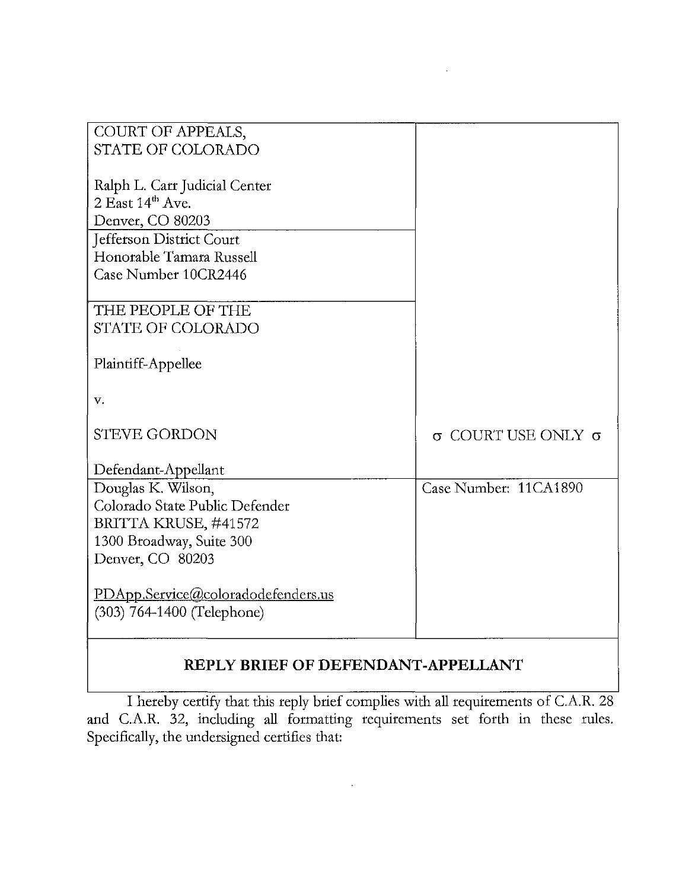| | |
|---|---|
| COURT OF APPEALS,<br>STATE OF COLORADO<br><br>Ralph L. Carr Judicial Center<br>2 East 14th Ave.<br>Denver, CO 80203 | |
| Jefferson District Court<br>Honorable Tamara Russell<br>Case Number 10CR2446 | |
| THE PEOPLE OF THE<br>STATE OF COLORADO<br><br>Plaintiff-Appellee<br><br>v.<br><br>STEVE GORDON<br><br>Defendant-Appellant | σ COURT USE ONLY σ |
| Douglas K. Wilson,<br>Colorado State Public Defender<br>BRITTA KRUSE, #41572<br>1300 Broadway, Suite 300<br>Denver, CO 80203<br><br>PDApp.Service@coloradodefenders.us<br>(303) 764-1400 (Telephone) | Case Number: 11CA1890 |

## REPLY BRIEF OF DEFENDANT-APPELLANT

I hereby certify that this reply brief complies with all requirements of C.A.R. 28 and C.A.R. 32, including all formatting requirements set forth in these rules. Specifically, the undersigned certifies that: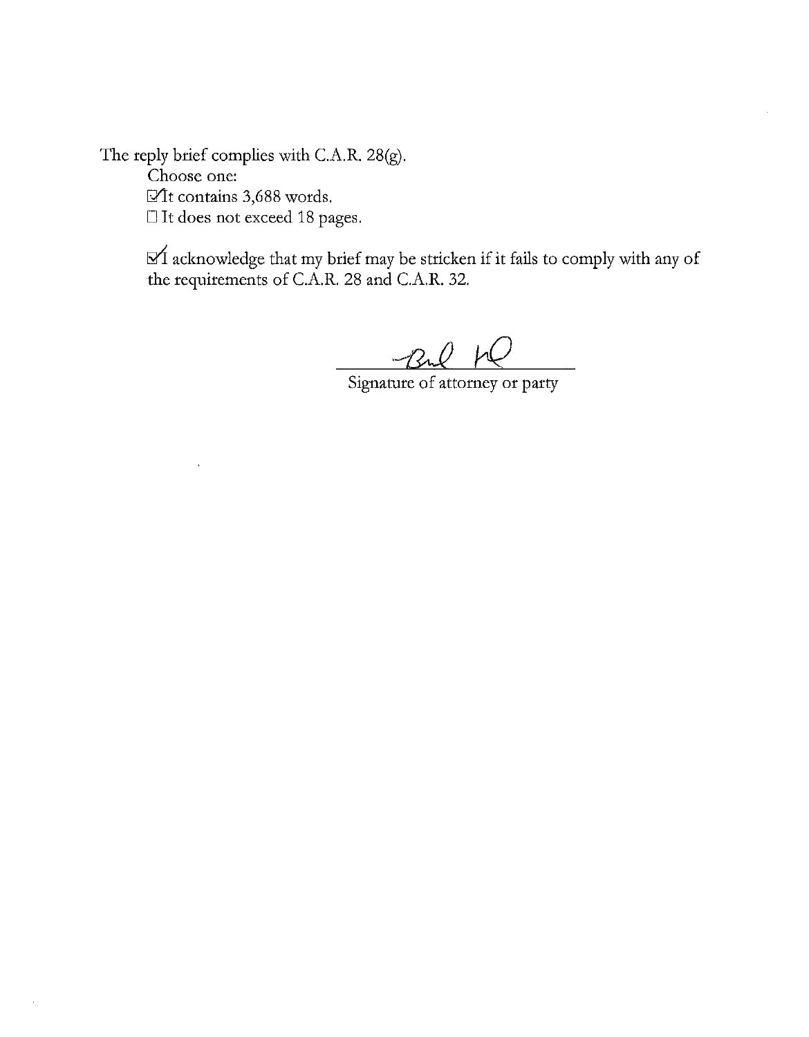The reply brief complies with C.A.R. 28(g).

Choose one:

☑ It contains 3,688 words.

☐ It does not exceed 18 pages.

☑ I acknowledge that my brief may be stricken if it fails to comply with any of the requirements of C.A.R. 28 and C.A.R. 32.

Signature of attorney or party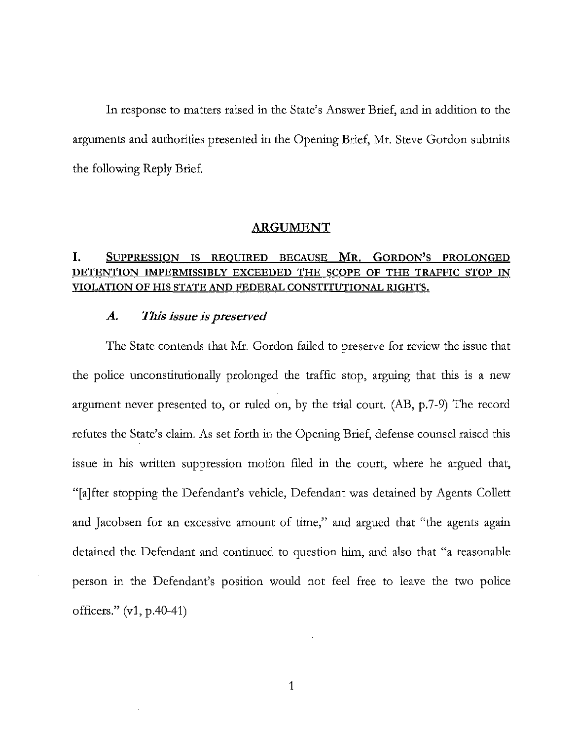In response to matters raised in the State's Answer Brief, and in addition to the arguments and authorities presented in the Opening Brief, Mr. Steve Gordon submits the following Reply Brief.

## ARGUMENT

### I. SUPPRESSION IS REQUIRED BECAUSE MR. GORDON'S PROLONGED DETENTION IMPERMISSIBLY EXCEEDED THE SCOPE OF THE TRAFFIC STOP IN VIOLATION OF HIS STATE AND FEDERAL CONSTITUTIONAL RIGHTS.

#### *A. This issue is preserved*

The State contends that Mr. Gordon failed to preserve for review the issue that the police unconstitutionally prolonged the traffic stop, arguing that this is a new argument never presented to, or ruled on, by the trial court. (AB, p.7-9) The record refutes the State's claim. As set forth in the Opening Brief, defense counsel raised this issue in his written suppression motion filed in the court, where he argued that, "[a]fter stopping the Defendant's vehicle, Defendant was detained by Agents Collett and Jacobsen for an excessive amount of time," and argued that "the agents again detained the Defendant and continued to question him, and also that "a reasonable person in the Defendant's position would not feel free to leave the two police officers." (v1, p.40-41)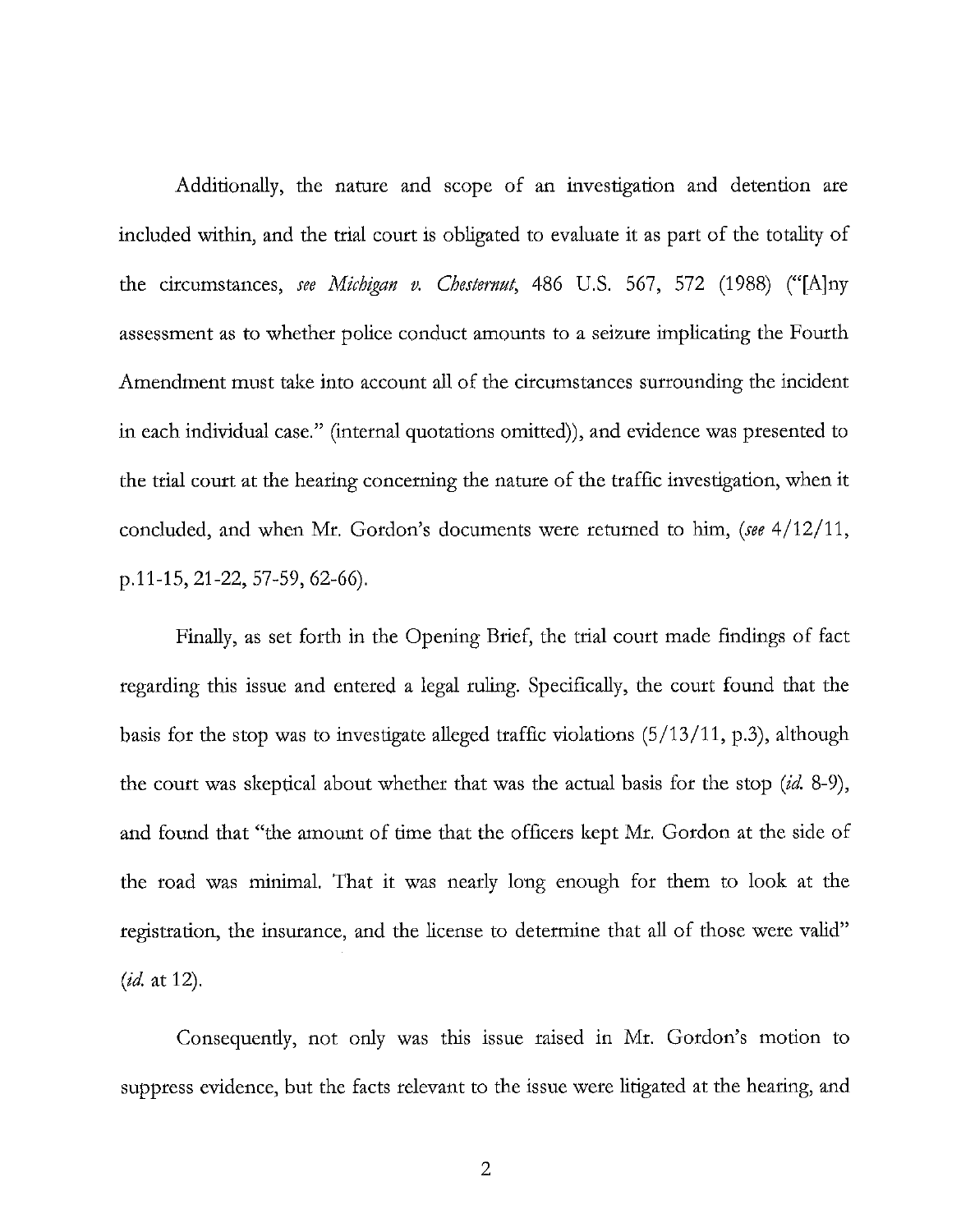Additionally, the nature and scope of an investigation and detention are included within, and the trial court is obligated to evaluate it as part of the totality of the circumstances, *see Michigan v. Chesternut*, 486 U.S. 567, 572 (1988) ("[A]ny assessment as to whether police conduct amounts to a seizure implicating the Fourth Amendment must take into account all of the circumstances surrounding the incident in each individual case." (internal quotations omitted)), and evidence was presented to the trial court at the hearing concerning the nature of the traffic investigation, when it concluded, and when Mr. Gordon's documents were returned to him, (*see* 4/12/11, p.11-15, 21-22, 57-59, 62-66).

Finally, as set forth in the Opening Brief, the trial court made findings of fact regarding this issue and entered a legal ruling. Specifically, the court found that the basis for the stop was to investigate alleged traffic violations (5/13/11, p.3), although the court was skeptical about whether that was the actual basis for the stop (*id.* 8-9), and found that "the amount of time that the officers kept Mr. Gordon at the side of the road was minimal. That it was nearly long enough for them to look at the registration, the insurance, and the license to determine that all of those were valid" (*id.* at 12).

Consequently, not only was this issue raised in Mr. Gordon's motion to suppress evidence, but the facts relevant to the issue were litigated at the hearing, and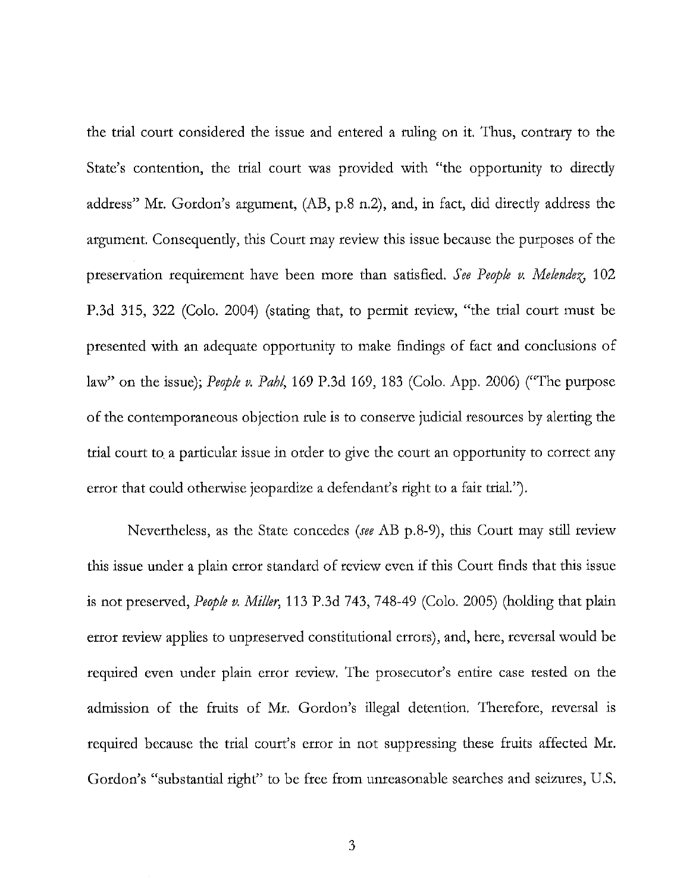the trial court considered the issue and entered a ruling on it. Thus, contrary to the State's contention, the trial court was provided with "the opportunity to directly address" Mr. Gordon's argument, (AB, p.8 n.2), and, in fact, did directly address the argument. Consequently, this Court may review this issue because the purposes of the preservation requirement have been more than satisfied. *See People v. Melendez*, 102 P.3d 315, 322 (Colo. 2004) (stating that, to permit review, "the trial court must be presented with an adequate opportunity to make findings of fact and conclusions of law" on the issue); *People v. Pahl*, 169 P.3d 169, 183 (Colo. App. 2006) ("The purpose of the contemporaneous objection rule is to conserve judicial resources by alerting the trial court to a particular issue in order to give the court an opportunity to correct any error that could otherwise jeopardize a defendant's right to a fair trial.").

Nevertheless, as the State concedes (*see* AB p.8-9), this Court may still review this issue under a plain error standard of review even if this Court finds that this issue is not preserved, *People v. Miller*, 113 P.3d 743, 748-49 (Colo. 2005) (holding that plain error review applies to unpreserved constitutional errors), and, here, reversal would be required even under plain error review. The prosecutor's entire case rested on the admission of the fruits of Mr. Gordon's illegal detention. Therefore, reversal is required because the trial court's error in not suppressing these fruits affected Mr. Gordon's "substantial right" to be free from unreasonable searches and seizures, U.S.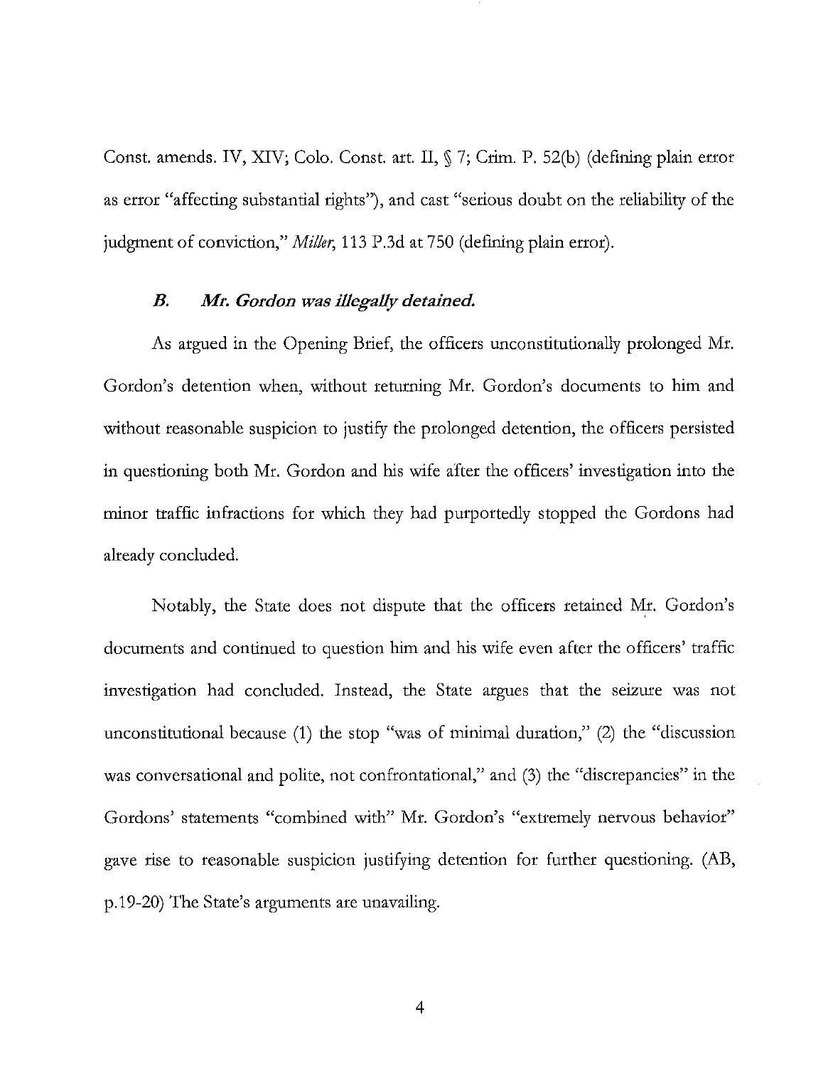Const. amends. IV, XIV; Colo. Const. art. II, § 7; Crim. P. 52(b) (defining plain error as error "affecting substantial rights"), and cast "serious doubt on the reliability of the judgment of conviction," *Miller*, 113 P.3d at 750 (defining plain error).

### ***B. Mr. Gordon was illegally detained.***

As argued in the Opening Brief, the officers unconstitutionally prolonged Mr. Gordon's detention when, without returning Mr. Gordon's documents to him and without reasonable suspicion to justify the prolonged detention, the officers persisted in questioning both Mr. Gordon and his wife after the officers' investigation into the minor traffic infractions for which they had purportedly stopped the Gordons had already concluded.

Notably, the State does not dispute that the officers retained Mr. Gordon's documents and continued to question him and his wife even after the officers' traffic investigation had concluded. Instead, the State argues that the seizure was not unconstitutional because (1) the stop "was of minimal duration," (2) the "discussion was conversational and polite, not confrontational," and (3) the "discrepancies" in the Gordons' statements "combined with" Mr. Gordon's "extremely nervous behavior" gave rise to reasonable suspicion justifying detention for further questioning. (AB, p.19-20) The State's arguments are unavailing.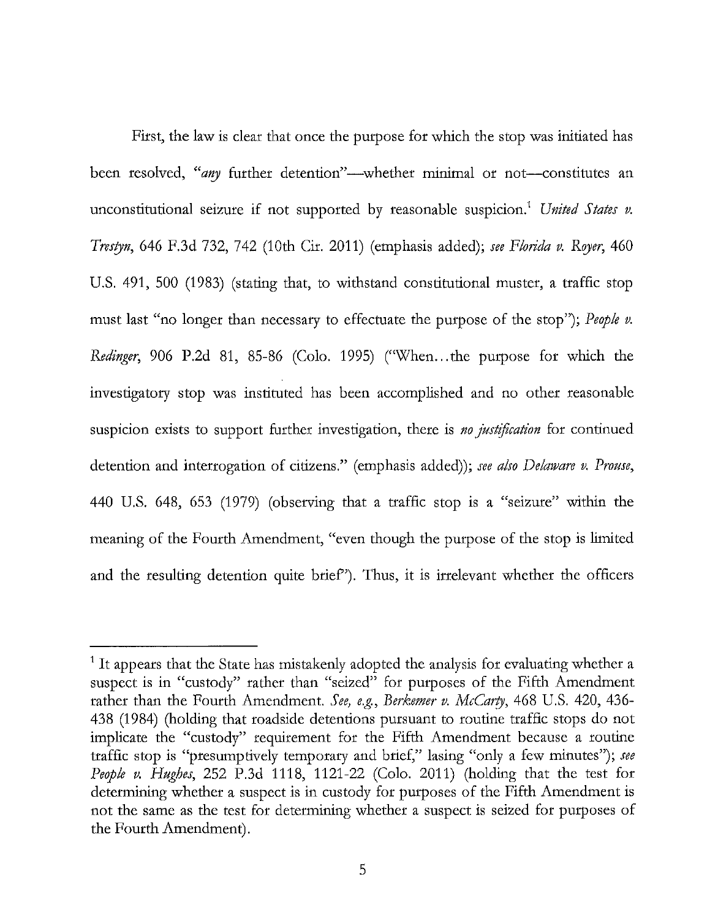First, the law is clear that once the purpose for which the stop was initiated has been resolved, "*any* further detention"—whether minimal or not—constitutes an unconstitutional seizure if not supported by reasonable suspicion.[1] *United States v. Trestyn*, 646 F.3d 732, 742 (10th Cir. 2011) (emphasis added); *see Florida v. Royer*, 460 U.S. 491, 500 (1983) (stating that, to withstand constitutional muster, a traffic stop must last "no longer than necessary to effectuate the purpose of the stop"); *People v. Redinger*, 906 P.2d 81, 85-86 (Colo. 1995) ("When…the purpose for which the investigatory stop was instituted has been accomplished and no other reasonable suspicion exists to support further investigation, there is *no justification* for continued detention and interrogation of citizens." (emphasis added)); *see also Delaware v. Prouse*, 440 U.S. 648, 653 (1979) (observing that a traffic stop is a "seizure" within the meaning of the Fourth Amendment, "even though the purpose of the stop is limited and the resulting detention quite brief"). Thus, it is irrelevant whether the officers

---

[1] It appears that the State has mistakenly adopted the analysis for evaluating whether a suspect is in "custody" rather than "seized" for purposes of the Fifth Amendment rather than the Fourth Amendment. *See, e.g., Berkemer v. McCarty*, 468 U.S. 420, 436-438 (1984) (holding that roadside detentions pursuant to routine traffic stops do not implicate the "custody" requirement for the Fifth Amendment because a routine traffic stop is "presumptively temporary and brief," lasing "only a few minutes"); *see People v. Hughes*, 252 P.3d 1118, 1121-22 (Colo. 2011) (holding that the test for determining whether a suspect is in custody for purposes of the Fifth Amendment is not the same as the test for determining whether a suspect is seized for purposes of the Fourth Amendment).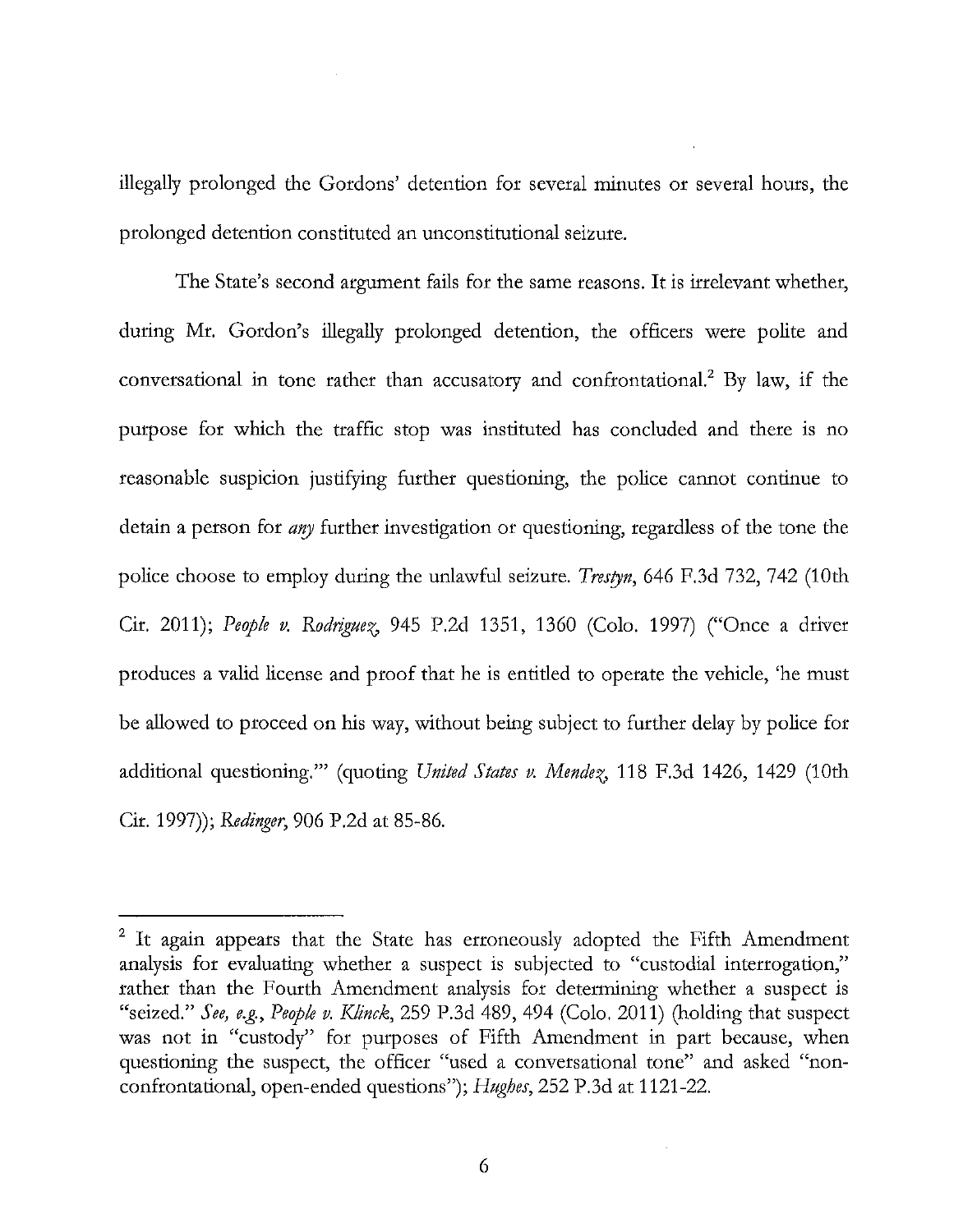illegally prolonged the Gordons' detention for several minutes or several hours, the prolonged detention constituted an unconstitutional seizure.

The State's second argument fails for the same reasons. It is irrelevant whether, during Mr. Gordon's illegally prolonged detention, the officers were polite and conversational in tone rather than accusatory and confrontational.[2] By law, if the purpose for which the traffic stop was instituted has concluded and there is no reasonable suspicion justifying further questioning, the police cannot continue to detain a person for *any* further investigation or questioning, regardless of the tone the police choose to employ during the unlawful seizure. *Trestyn*, 646 F.3d 732, 742 (10th Cir. 2011); *People v. Rodriguez*, 945 P.2d 1351, 1360 (Colo. 1997) ("Once a driver produces a valid license and proof that he is entitled to operate the vehicle, 'he must be allowed to proceed on his way, without being subject to further delay by police for additional questioning.'" (quoting *United States v. Mendez*, 118 F.3d 1426, 1429 (10th Cir. 1997)); *Redinger*, 906 P.2d at 85-86.

---

[2] It again appears that the State has erroneously adopted the Fifth Amendment analysis for evaluating whether a suspect is subjected to "custodial interrogation," rather than the Fourth Amendment analysis for determining whether a suspect is "seized." *See, e.g.*, *People v. Klinck*, 259 P.3d 489, 494 (Colo. 2011) (holding that suspect was not in "custody" for purposes of Fifth Amendment in part because, when questioning the suspect, the officer "used a conversational tone" and asked "non-confrontational, open-ended questions"); *Hughes*, 252 P.3d at 1121-22.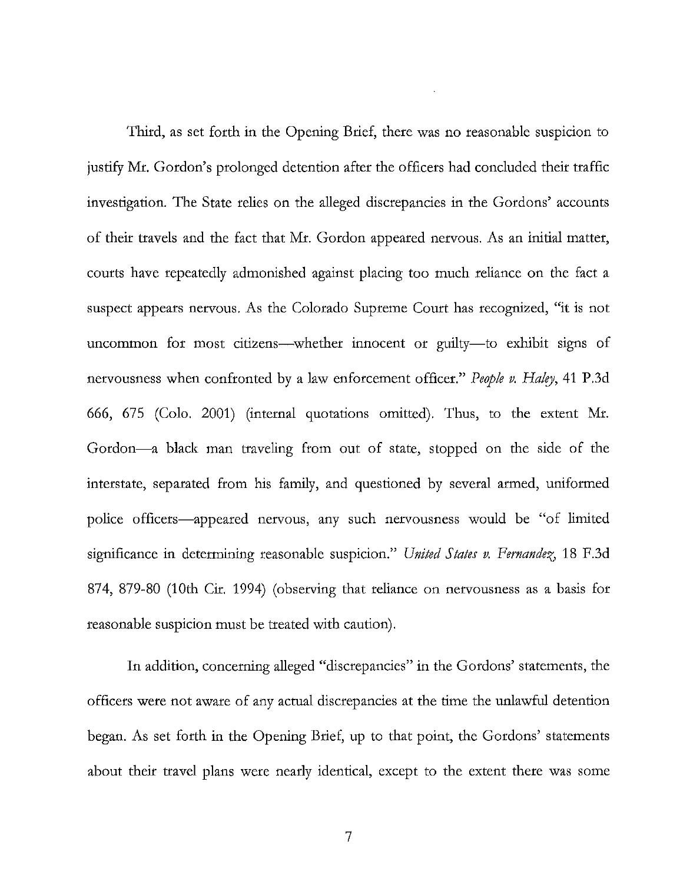Third, as set forth in the Opening Brief, there was no reasonable suspicion to justify Mr. Gordon's prolonged detention after the officers had concluded their traffic investigation. The State relies on the alleged discrepancies in the Gordons' accounts of their travels and the fact that Mr. Gordon appeared nervous. As an initial matter, courts have repeatedly admonished against placing too much reliance on the fact a suspect appears nervous. As the Colorado Supreme Court has recognized, "it is not uncommon for most citizens—whether innocent or guilty—to exhibit signs of nervousness when confronted by a law enforcement officer." *People v. Haley*, 41 P.3d 666, 675 (Colo. 2001) (internal quotations omitted). Thus, to the extent Mr. Gordon—a black man traveling from out of state, stopped on the side of the interstate, separated from his family, and questioned by several armed, uniformed police officers—appeared nervous, any such nervousness would be "of limited significance in determining reasonable suspicion." *United States v. Fernandez*, 18 F.3d 874, 879-80 (10th Cir. 1994) (observing that reliance on nervousness as a basis for reasonable suspicion must be treated with caution).

In addition, concerning alleged "discrepancies" in the Gordons' statements, the officers were not aware of any actual discrepancies at the time the unlawful detention began. As set forth in the Opening Brief, up to that point, the Gordons' statements about their travel plans were nearly identical, except to the extent there was some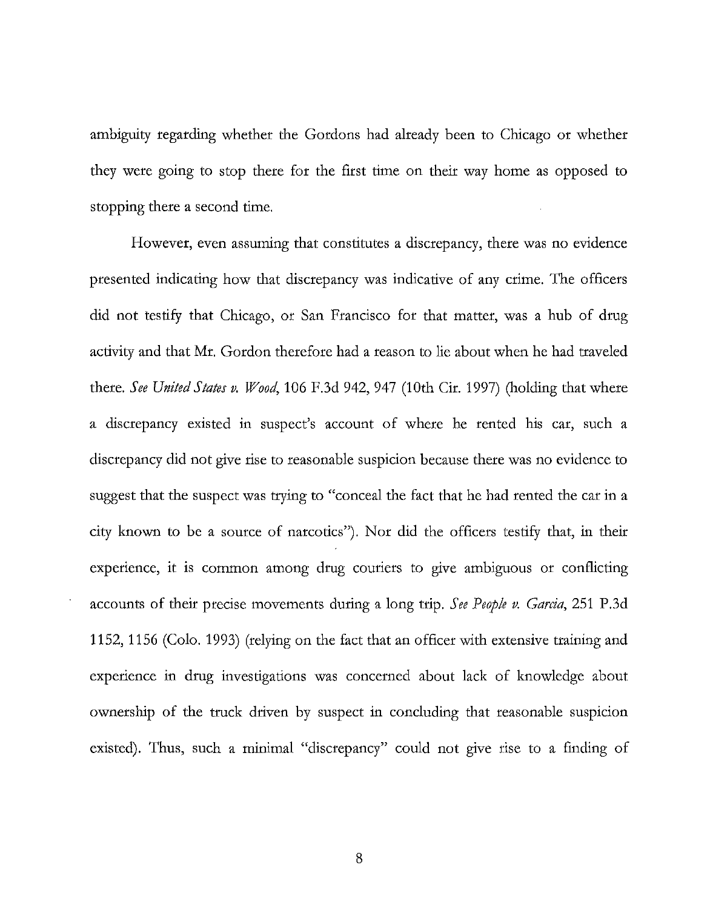ambiguity regarding whether the Gordons had already been to Chicago or whether they were going to stop there for the first time on their way home as opposed to stopping there a second time.

However, even assuming that constitutes a discrepancy, there was no evidence presented indicating how that discrepancy was indicative of any crime. The officers did not testify that Chicago, or San Francisco for that matter, was a hub of drug activity and that Mr. Gordon therefore had a reason to lie about when he had traveled there. *See United States v. Wood*, 106 F.3d 942, 947 (10th Cir. 1997) (holding that where a discrepancy existed in suspect's account of where he rented his car, such a discrepancy did not give rise to reasonable suspicion because there was no evidence to suggest that the suspect was trying to "conceal the fact that he had rented the car in a city known to be a source of narcotics"). Nor did the officers testify that, in their experience, it is common among drug couriers to give ambiguous or conflicting accounts of their precise movements during a long trip. *See People v. Garcia*, 251 P.3d 1152, 1156 (Colo. 1993) (relying on the fact that an officer with extensive training and experience in drug investigations was concerned about lack of knowledge about ownership of the truck driven by suspect in concluding that reasonable suspicion existed). Thus, such a minimal "discrepancy" could not give rise to a finding of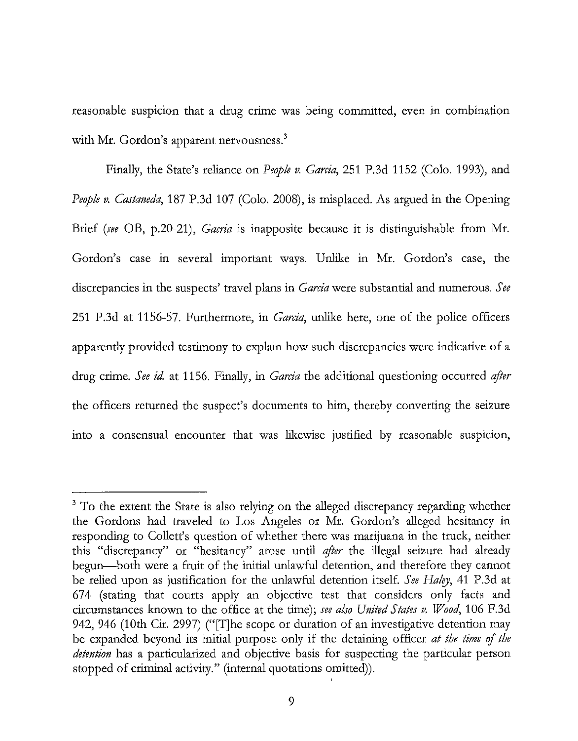reasonable suspicion that a drug crime was being committed, even in combination with Mr. Gordon's apparent nervousness.[3]

Finally, the State's reliance on *People v. Garcia*, 251 P.3d 1152 (Colo. 1993), and *People v. Castaneda*, 187 P.3d 107 (Colo. 2008), is misplaced. As argued in the Opening Brief (*see* OB, p.20-21), *Gacria* is inapposite because it is distinguishable from Mr. Gordon's case in several important ways. Unlike in Mr. Gordon's case, the discrepancies in the suspects' travel plans in *Garcia* were substantial and numerous. *See* 251 P.3d at 1156-57. Furthermore, in *Garcia*, unlike here, one of the police officers apparently provided testimony to explain how such discrepancies were indicative of a drug crime. *See id.* at 1156. Finally, in *Garcia* the additional questioning occurred *after* the officers returned the suspect's documents to him, thereby converting the seizure into a consensual encounter that was likewise justified by reasonable suspicion,

---

[3] To the extent the State is also relying on the alleged discrepancy regarding whether the Gordons had traveled to Los Angeles or Mr. Gordon's alleged hesitancy in responding to Collett's question of whether there was marijuana in the truck, neither this "discrepancy" or "hesitancy" arose until *after* the illegal seizure had already begun—both were a fruit of the initial unlawful detention, and therefore they cannot be relied upon as justification for the unlawful detention itself. *See Haley*, 41 P.3d at 674 (stating that courts apply an objective test that considers only facts and circumstances known to the office at the time); *see also United States v. Wood*, 106 F.3d 942, 946 (10th Cir. 2997) ("[T]he scope or duration of an investigative detention may be expanded beyond its initial purpose only if the detaining officer *at the time of the detention* has a particularized and objective basis for suspecting the particular person stopped of criminal activity." (internal quotations omitted)).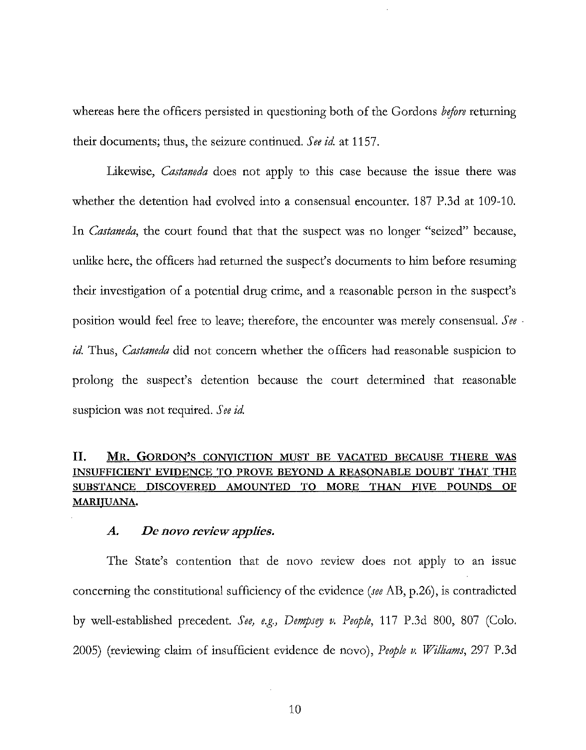whereas here the officers persisted in questioning both of the Gordons *before* returning their documents; thus, the seizure continued. *See id.* at 1157.

Likewise, *Castaneda* does not apply to this case because the issue there was whether the detention had evolved into a consensual encounter. 187 P.3d at 109-10. In *Castaneda*, the court found that that the suspect was no longer "seized" because, unlike here, the officers had returned the suspect's documents to him before resuming their investigation of a potential drug crime, and a reasonable person in the suspect's position would feel free to leave; therefore, the encounter was merely consensual. *See id.* Thus, *Castaneda* did not concern whether the officers had reasonable suspicion to prolong the suspect's detention because the court determined that reasonable suspicion was not required. *See id.*

## II. <u>MR. GORDON'S CONVICTION MUST BE VACATED BECAUSE THERE WAS INSUFFICIENT EVIDENCE TO PROVE BEYOND A REASONABLE DOUBT THAT THE SUBSTANCE DISCOVERED AMOUNTED TO MORE THAN FIVE POUNDS OF MARIJUANA.</u>

### *A. De novo review applies.*

The State's contention that de novo review does not apply to an issue concerning the constitutional sufficiency of the evidence (*see* AB, p.26), is contradicted by well-established precedent. *See, e.g., Dempsey v. People*, 117 P.3d 800, 807 (Colo. 2005) (reviewing claim of insufficient evidence de novo), *People v. Williams*, 297 P.3d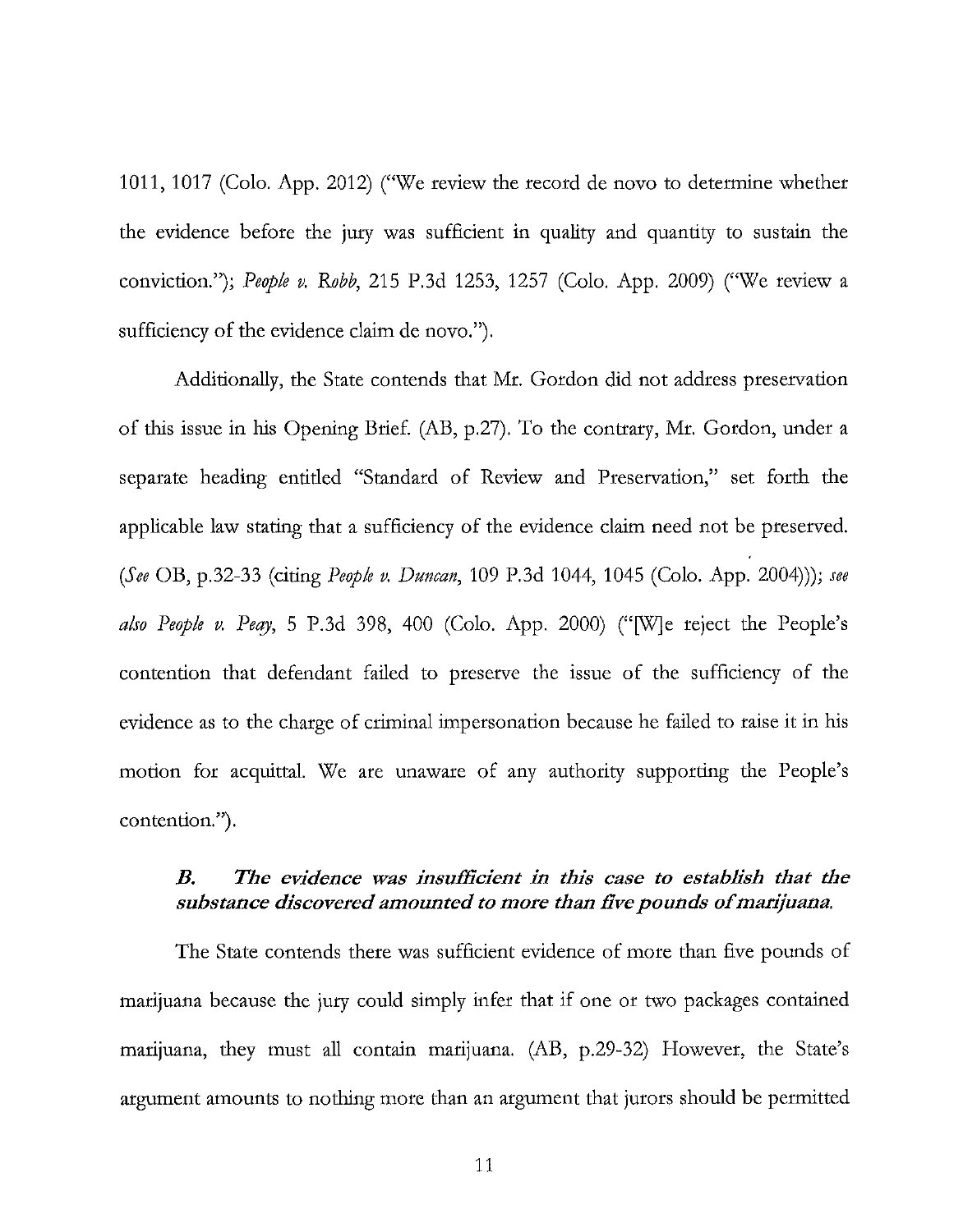1011, 1017 (Colo. App. 2012) ("We review the record de novo to determine whether the evidence before the jury was sufficient in quality and quantity to sustain the conviction."); *People v. Robb*, 215 P.3d 1253, 1257 (Colo. App. 2009) ("We review a sufficiency of the evidence claim de novo.").

Additionally, the State contends that Mr. Gordon did not address preservation of this issue in his Opening Brief. (AB, p.27). To the contrary, Mr. Gordon, under a separate heading entitled "Standard of Review and Preservation," set forth the applicable law stating that a sufficiency of the evidence claim need not be preserved. (*See* OB, p.32-33 (citing *People v. Duncan*, 109 P.3d 1044, 1045 (Colo. App. 2004))); *see also People v. Peay*, 5 P.3d 398, 400 (Colo. App. 2000) ("[W]e reject the People's contention that defendant failed to preserve the issue of the sufficiency of the evidence as to the charge of criminal impersonation because he failed to raise it in his motion for acquittal. We are unaware of any authority supporting the People's contention.").

### *B. The evidence was insufficient in this case to establish that the substance discovered amounted to more than five pounds of marijuana.*

The State contends there was sufficient evidence of more than five pounds of marijuana because the jury could simply infer that if one or two packages contained marijuana, they must all contain marijuana. (AB, p.29-32) However, the State's argument amounts to nothing more than an argument that jurors should be permitted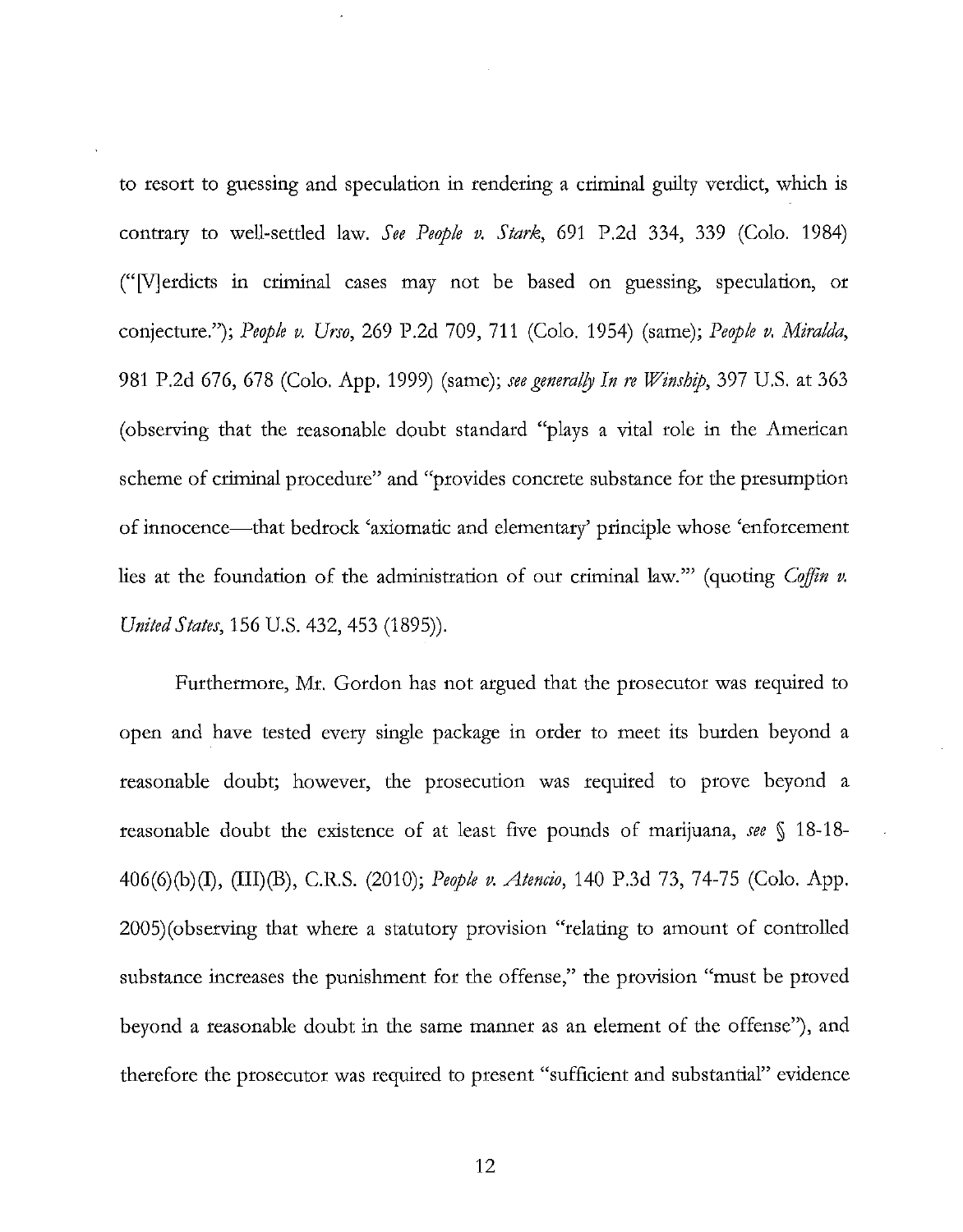to resort to guessing and speculation in rendering a criminal guilty verdict, which is contrary to well-settled law. *See People v. Stark*, 691 P.2d 334, 339 (Colo. 1984) ("[V]erdicts in criminal cases may not be based on guessing, speculation, or conjecture."); *People v. Urso*, 269 P.2d 709, 711 (Colo. 1954) (same); *People v. Miralda*, 981 P.2d 676, 678 (Colo. App. 1999) (same); *see generally In re Winship*, 397 U.S. at 363 (observing that the reasonable doubt standard "plays a vital role in the American scheme of criminal procedure" and "provides concrete substance for the presumption of innocence—that bedrock 'axiomatic and elementary' principle whose 'enforcement lies at the foundation of the administration of our criminal law.'" (quoting *Coffin v. United States*, 156 U.S. 432, 453 (1895)).

Furthermore, Mr. Gordon has not argued that the prosecutor was required to open and have tested every single package in order to meet its burden beyond a reasonable doubt; however, the prosecution was required to prove beyond a reasonable doubt the existence of at least five pounds of marijuana, *see* § 18-18-406(6)(b)(I), (III)(B), C.R.S. (2010); *People v. Atencio*, 140 P.3d 73, 74-75 (Colo. App. 2005)(observing that where a statutory provision "relating to amount of controlled substance increases the punishment for the offense," the provision "must be proved beyond a reasonable doubt in the same manner as an element of the offense"), and therefore the prosecutor was required to present "sufficient and substantial" evidence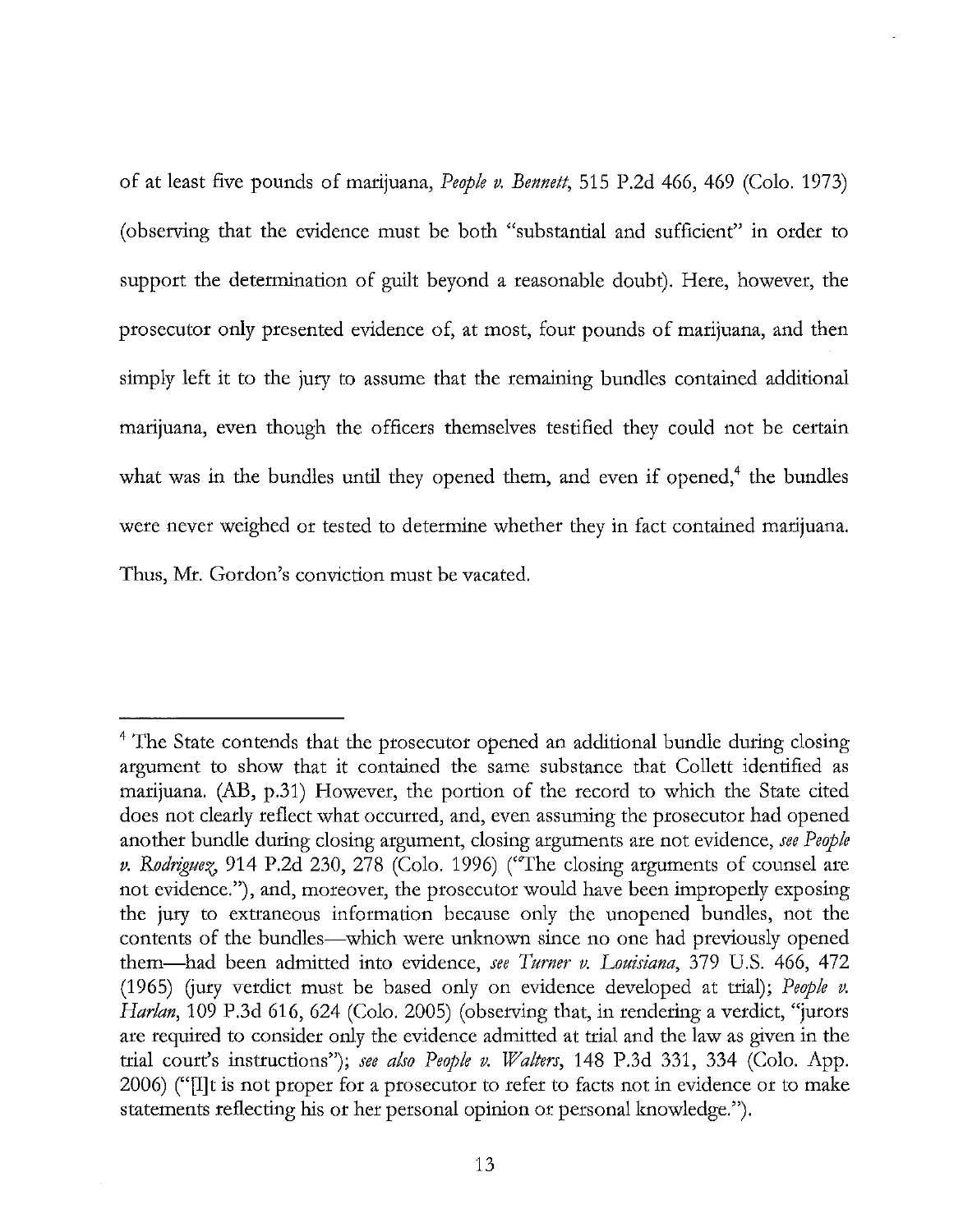of at least five pounds of marijuana, *People v. Bennett*, 515 P.2d 466, 469 (Colo. 1973) (observing that the evidence must be both "substantial and sufficient" in order to support the determination of guilt beyond a reasonable doubt). Here, however, the prosecutor only presented evidence of, at most, four pounds of marijuana, and then simply left it to the jury to assume that the remaining bundles contained additional marijuana, even though the officers themselves testified they could not be certain what was in the bundles until they opened them, and even if opened,[4] the bundles were never weighed or tested to determine whether they in fact contained marijuana. Thus, Mr. Gordon's conviction must be vacated.

---

[4] The State contends that the prosecutor opened an additional bundle during closing argument to show that it contained the same substance that Collett identified as marijuana. (AB, p.31) However, the portion of the record to which the State cited does not clearly reflect what occurred, and, even assuming the prosecutor had opened another bundle during closing argument, closing arguments are not evidence, *see People v. Rodriguez*, 914 P.2d 230, 278 (Colo. 1996) ("The closing arguments of counsel are not evidence."), and, moreover, the prosecutor would have been improperly exposing the jury to extraneous information because only the unopened bundles, not the contents of the bundles—which were unknown since no one had previously opened them—had been admitted into evidence, *see Turner v. Louisiana*, 379 U.S. 466, 472 (1965) (jury verdict must be based only on evidence developed at trial); *People v. Harlan*, 109 P.3d 616, 624 (Colo. 2005) (observing that, in rendering a verdict, "jurors are required to consider only the evidence admitted at trial and the law as given in the trial court's instructions"); *see also People v. Walters*, 148 P.3d 331, 334 (Colo. App. 2006) ("[I]t is not proper for a prosecutor to refer to facts not in evidence or to make statements reflecting his or her personal opinion or personal knowledge.").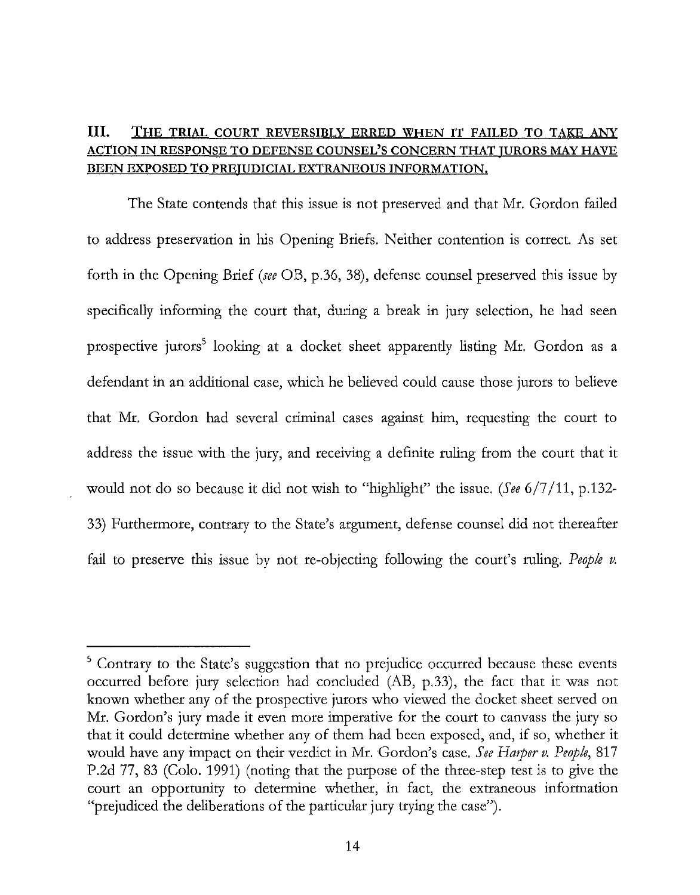## III. THE TRIAL COURT REVERSIBLY ERRED WHEN IT FAILED TO TAKE ANY ACTION IN RESPONSE TO DEFENSE COUNSEL'S CONCERN THAT JURORS MAY HAVE BEEN EXPOSED TO PREJUDICIAL EXTRANEOUS INFORMATION.

The State contends that this issue is not preserved and that Mr. Gordon failed to address preservation in his Opening Briefs. Neither contention is correct. As set forth in the Opening Brief (*see* OB, p.36, 38), defense counsel preserved this issue by specifically informing the court that, during a break in jury selection, he had seen prospective jurors[5] looking at a docket sheet apparently listing Mr. Gordon as a defendant in an additional case, which he believed could cause those jurors to believe that Mr. Gordon had several criminal cases against him, requesting the court to address the issue with the jury, and receiving a definite ruling from the court that it would not do so because it did not wish to "highlight" the issue. (*See* 6/7/11, p.132-33) Furthermore, contrary to the State's argument, defense counsel did not thereafter fail to preserve this issue by not re-objecting following the court's ruling. *People v.*

---

[5] Contrary to the State's suggestion that no prejudice occurred because these events occurred before jury selection had concluded (AB, p.33), the fact that it was not known whether any of the prospective jurors who viewed the docket sheet served on Mr. Gordon's jury made it even more imperative for the court to canvass the jury so that it could determine whether any of them had been exposed, and, if so, whether it would have any impact on their verdict in Mr. Gordon's case. *See Harper v. People*, 817 P.2d 77, 83 (Colo. 1991) (noting that the purpose of the three-step test is to give the court an opportunity to determine whether, in fact, the extraneous information "prejudiced the deliberations of the particular jury trying the case").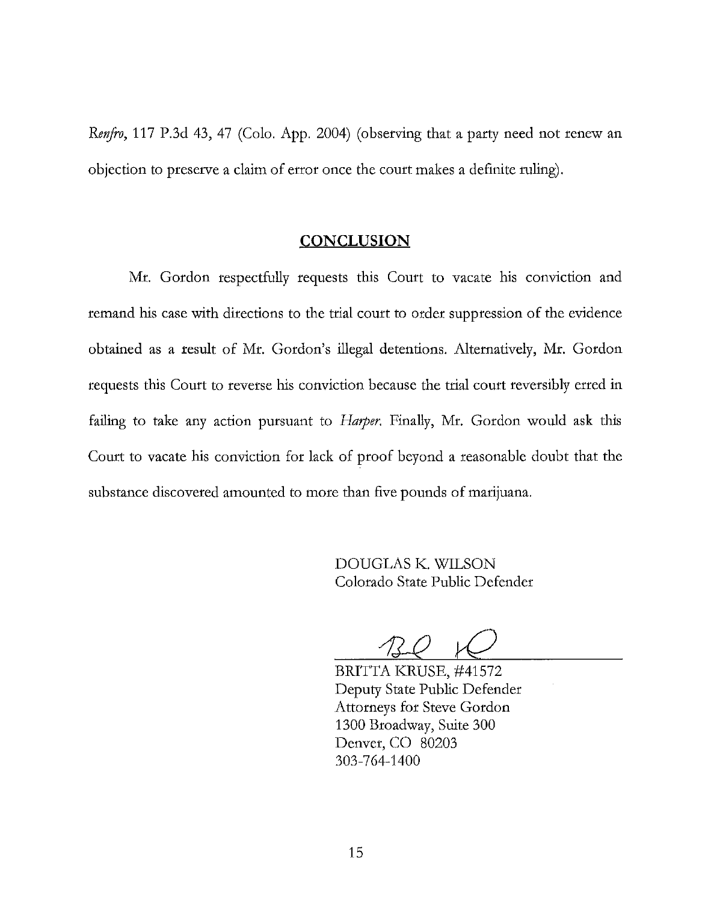*Renfro*, 117 P.3d 43, 47 (Colo. App. 2004) (observing that a party need not renew an objection to preserve a claim of error once the court makes a definite ruling).

## CONCLUSION

Mr. Gordon respectfully requests this Court to vacate his conviction and remand his case with directions to the trial court to order suppression of the evidence obtained as a result of Mr. Gordon's illegal detentions. Alternatively, Mr. Gordon requests this Court to reverse his conviction because the trial court reversibly erred in failing to take any action pursuant to *Harper*. Finally, Mr. Gordon would ask this Court to vacate his conviction for lack of proof beyond a reasonable doubt that the substance discovered amounted to more than five pounds of marijuana.

DOUGLAS K. WILSON
Colorado State Public Defender

BRITTA KRUSE, #41572
Deputy State Public Defender
Attorneys for Steve Gordon
1300 Broadway, Suite 300
Denver, CO 80203
303-764-1400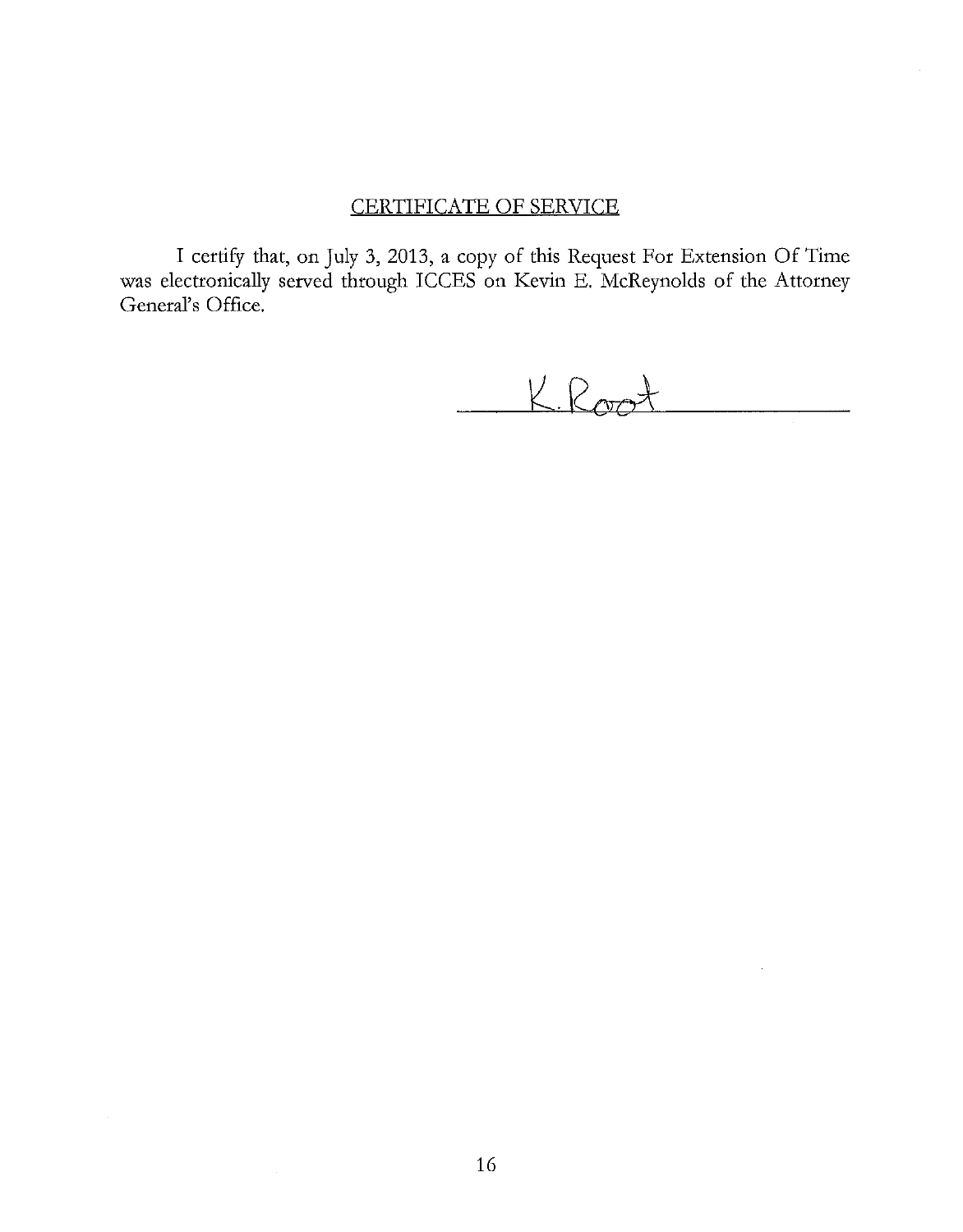## CERTIFICATE OF SERVICE

I certify that, on July 3, 2013, a copy of this Request For Extension Of Time was electronically served through ICCES on Kevin E. McReynolds of the Attorney General's Office.

K. Root